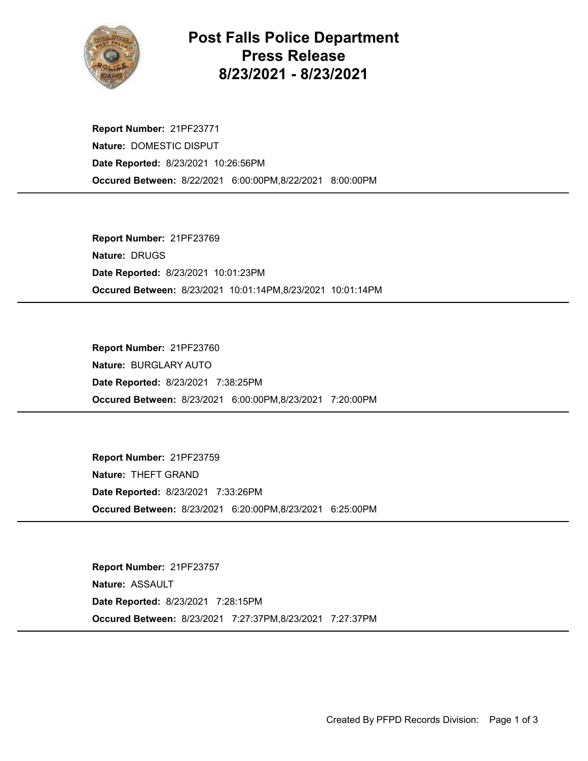# Post Falls Police Department Press Release 8/23/2021 - 8/23/2021

**Report Number:** 21PF23771
**Nature:** DOMESTIC DISPUT
**Date Reported:** 8/23/2021 10:26:56PM
**Occured Between:** 8/22/2021 6:00:00PM,8/22/2021 8:00:00PM

---

**Report Number:** 21PF23769
**Nature:** DRUGS
**Date Reported:** 8/23/2021 10:01:23PM
**Occured Between:** 8/23/2021 10:01:14PM,8/23/2021 10:01:14PM

---

**Report Number:** 21PF23760
**Nature:** BURGLARY AUTO
**Date Reported:** 8/23/2021 7:38:25PM
**Occured Between:** 8/23/2021 6:00:00PM,8/23/2021 7:20:00PM

---

**Report Number:** 21PF23759
**Nature:** THEFT GRAND
**Date Reported:** 8/23/2021 7:33:26PM
**Occured Between:** 8/23/2021 6:20:00PM,8/23/2021 6:25:00PM

---

**Report Number:** 21PF23757
**Nature:** ASSAULT
**Date Reported:** 8/23/2021 7:28:15PM
**Occured Between:** 8/23/2021 7:27:37PM,8/23/2021 7:27:37PM

---

Created By PFPD Records Division: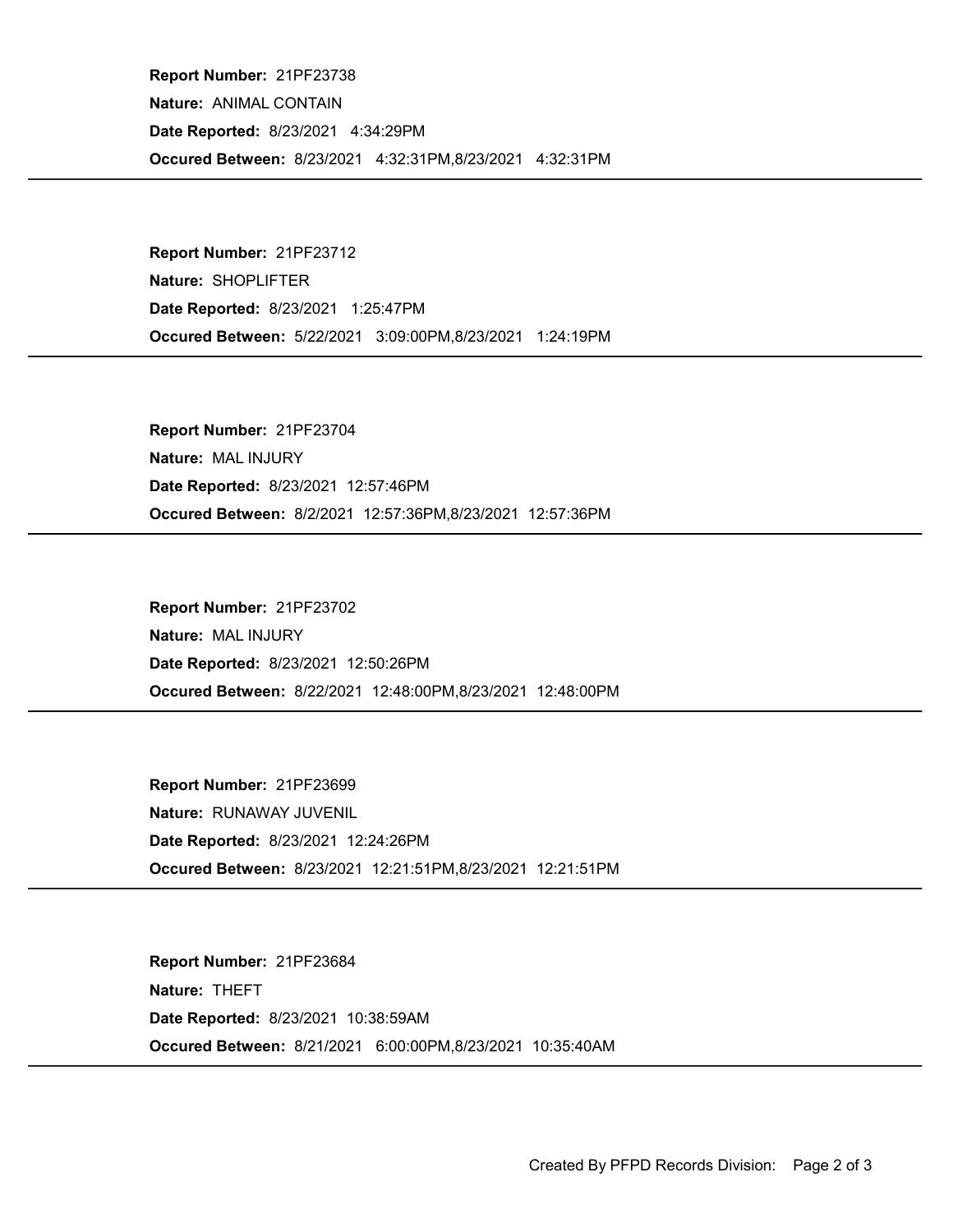**Report Number:** 21PF23738

**Nature:** ANIMAL CONTAIN

**Date Reported:** 8/23/2021 4:34:29PM

**Occured Between:** 8/23/2021 4:32:31PM,8/23/2021 4:32:31PM

---

**Report Number:** 21PF23712

**Nature:** SHOPLIFTER

**Date Reported:** 8/23/2021 1:25:47PM

**Occured Between:** 5/22/2021 3:09:00PM,8/23/2021 1:24:19PM

---

**Report Number:** 21PF23704

**Nature:** MAL INJURY

**Date Reported:** 8/23/2021 12:57:46PM

**Occured Between:** 8/2/2021 12:57:36PM,8/23/2021 12:57:36PM

---

**Report Number:** 21PF23702

**Nature:** MAL INJURY

**Date Reported:** 8/23/2021 12:50:26PM

**Occured Between:** 8/22/2021 12:48:00PM,8/23/2021 12:48:00PM

---

**Report Number:** 21PF23699

**Nature:** RUNAWAY JUVENIL

**Date Reported:** 8/23/2021 12:24:26PM

**Occured Between:** 8/23/2021 12:21:51PM,8/23/2021 12:21:51PM

---

**Report Number:** 21PF23684

**Nature:** THEFT

**Date Reported:** 8/23/2021 10:38:59AM

**Occured Between:** 8/21/2021 6:00:00PM,8/23/2021 10:35:40AM

---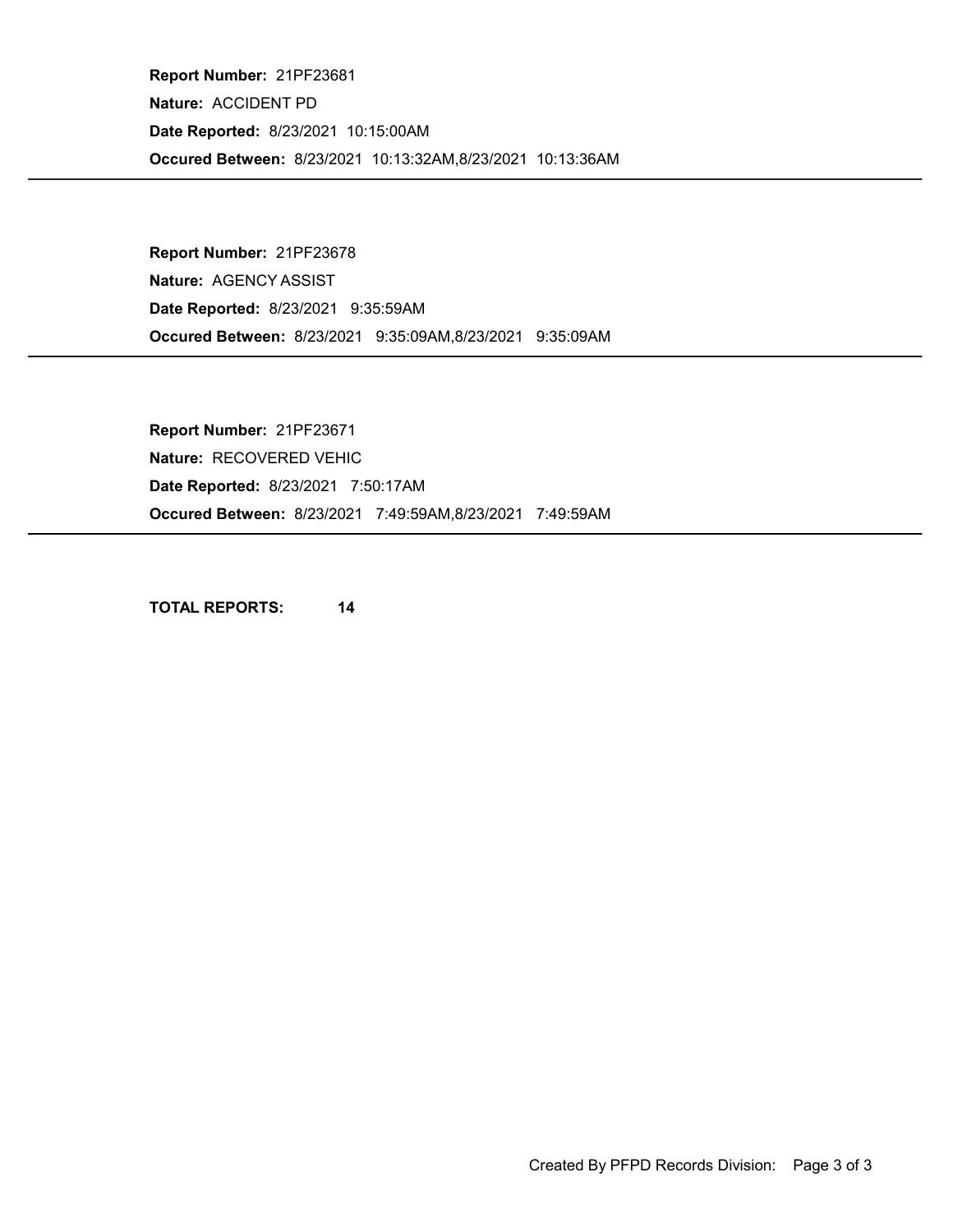**Report Number:** 21PF23681

**Nature:** ACCIDENT PD

**Date Reported:** 8/23/2021 10:15:00AM

**Occured Between:** 8/23/2021 10:13:32AM,8/23/2021 10:13:36AM

---

**Report Number:** 21PF23678

**Nature:** AGENCY ASSIST

**Date Reported:** 8/23/2021 9:35:59AM

**Occured Between:** 8/23/2021 9:35:09AM,8/23/2021 9:35:09AM

---

**Report Number:** 21PF23671

**Nature:** RECOVERED VEHIC

**Date Reported:** 8/23/2021 7:50:17AM

**Occured Between:** 8/23/2021 7:49:59AM,8/23/2021 7:49:59AM

---

**TOTAL REPORTS: 14**

Created By PFPD Records Division: